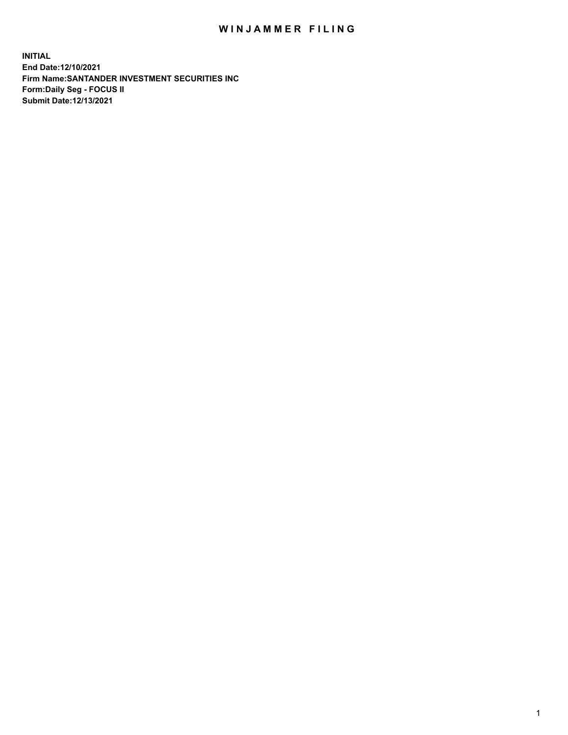# WINJAMMER FILING

**INITIAL**
**End Date:12/10/2021**
**Firm Name:SANTANDER INVESTMENT SECURITIES INC**
**Form:Daily Seg - FOCUS II**
**Submit Date:12/13/2021**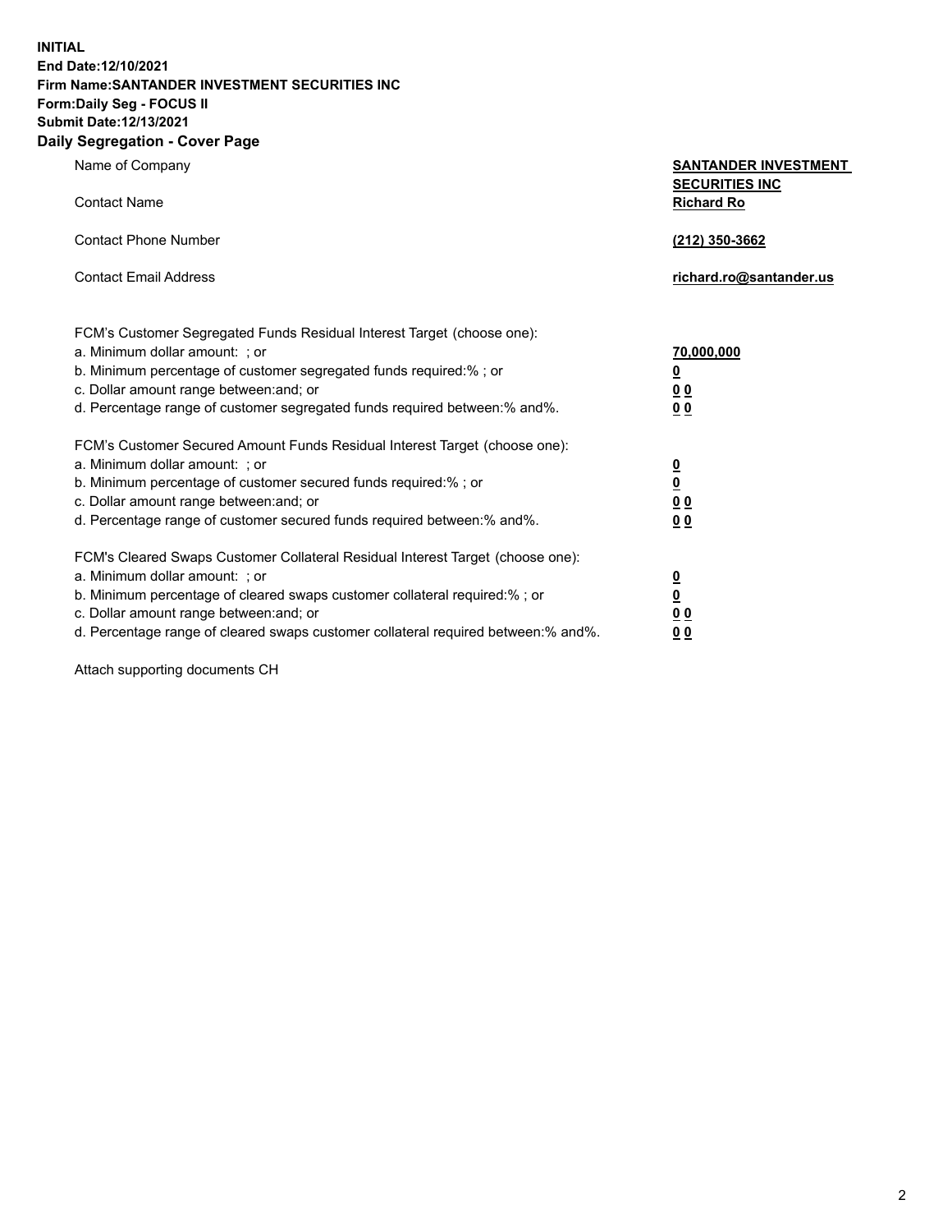**INITIAL**
**End Date:12/10/2021**
**Firm Name:SANTANDER INVESTMENT SECURITIES INC**
**Form:Daily Seg - FOCUS II**
**Submit Date:12/13/2021**

## Daily Segregation - Cover Page

| | |
|---|---|
| Name of Company | **SANTANDER INVESTMENT SECURITIES INC** |
| Contact Name | **Richard Ro** |
| Contact Phone Number | **(212) 350-3662** |
| Contact Email Address | **richard.ro@santander.us** |

| | |
|---|---|
| FCM's Customer Segregated Funds Residual Interest Target (choose one): | |
| a. Minimum dollar amount: ; or | **70,000,000** |
| b. Minimum percentage of customer segregated funds required:% ; or | **0** |
| c. Dollar amount range between:and; or | **0 0** |
| d. Percentage range of customer segregated funds required between:% and%. | **0 0** |
| FCM's Customer Secured Amount Funds Residual Interest Target (choose one): | |
| a. Minimum dollar amount: ; or | **0** |
| b. Minimum percentage of customer secured funds required:% ; or | **0** |
| c. Dollar amount range between:and; or | **0 0** |
| d. Percentage range of customer secured funds required between:% and%. | **0 0** |
| FCM's Cleared Swaps Customer Collateral Residual Interest Target (choose one): | |
| a. Minimum dollar amount: ; or | **0** |
| b. Minimum percentage of cleared swaps customer collateral required:% ; or | **0** |
| c. Dollar amount range between:and; or | **0 0** |
| d. Percentage range of cleared swaps customer collateral required between:% and%. | **0 0** |

Attach supporting documents CH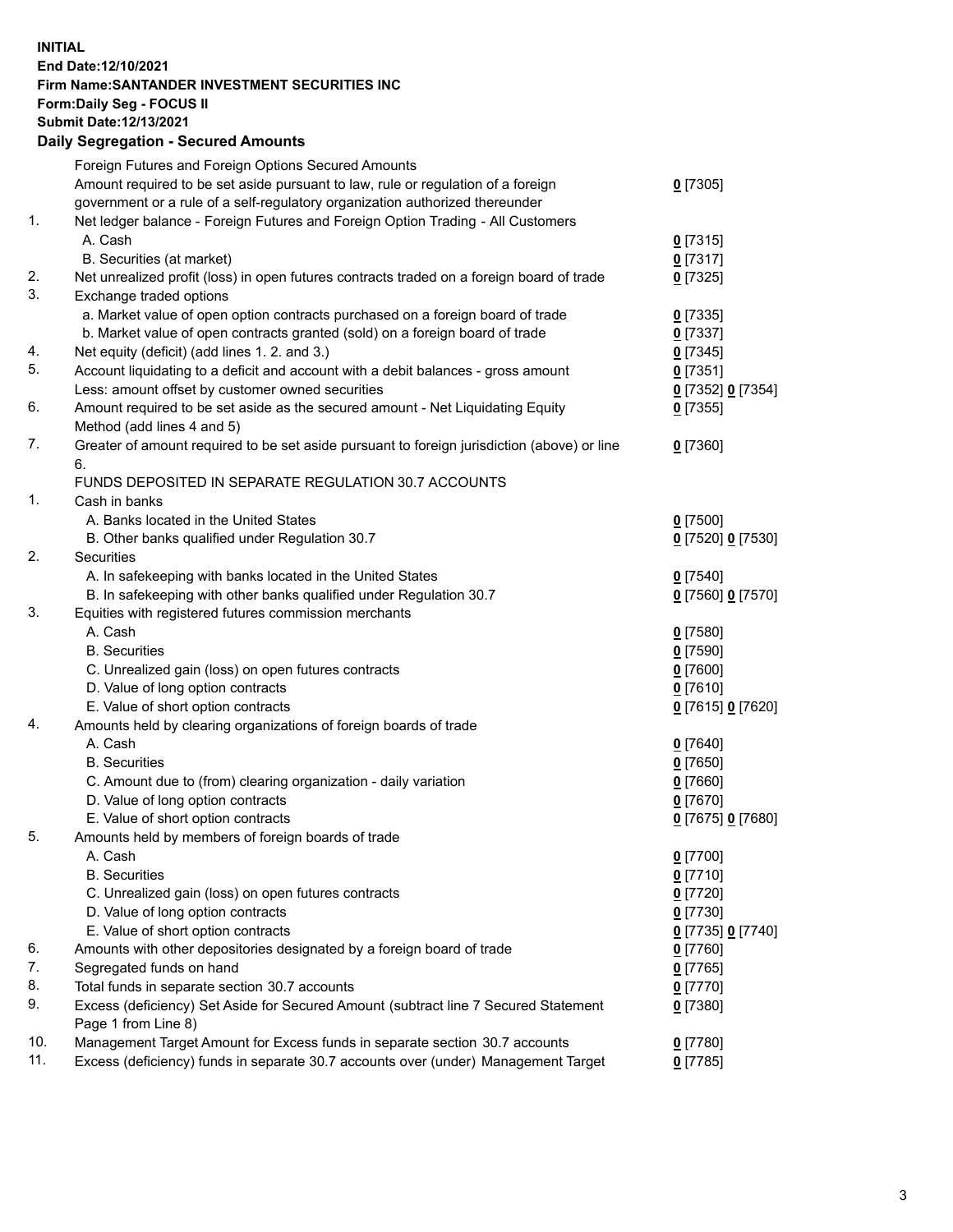**INITIAL**
**End Date:12/10/2021**
**Firm Name:SANTANDER INVESTMENT SECURITIES INC**
**Form:Daily Seg - FOCUS II**
**Submit Date:12/13/2021**

### Daily Segregation - Secured Amounts

| | | |
|---|---|---|
| | Foreign Futures and Foreign Options Secured Amounts | |
| | Amount required to be set aside pursuant to law, rule or regulation of a foreign government or a rule of a self-regulatory organization authorized thereunder | 0 [7305] |
| 1. | Net ledger balance - Foreign Futures and Foreign Option Trading - All Customers | |
| | A. Cash | 0 [7315] |
| | B. Securities (at market) | 0 [7317] |
| 2. | Net unrealized profit (loss) in open futures contracts traded on a foreign board of trade | 0 [7325] |
| 3. | Exchange traded options | |
| | a. Market value of open option contracts purchased on a foreign board of trade | 0 [7335] |
| | b. Market value of open contracts granted (sold) on a foreign board of trade | 0 [7337] |
| 4. | Net equity (deficit) (add lines 1. 2. and 3.) | 0 [7345] |
| 5. | Account liquidating to a deficit and account with a debit balances - gross amount | 0 [7351] |
| | Less: amount offset by customer owned securities | 0 [7352] 0 [7354] |
| 6. | Amount required to be set aside as the secured amount - Net Liquidating Equity Method (add lines 4 and 5) | 0 [7355] |
| 7. | Greater of amount required to be set aside pursuant to foreign jurisdiction (above) or line 6. | 0 [7360] |
| | FUNDS DEPOSITED IN SEPARATE REGULATION 30.7 ACCOUNTS | |
| 1. | Cash in banks | |
| | A. Banks located in the United States | 0 [7500] |
| | B. Other banks qualified under Regulation 30.7 | 0 [7520] 0 [7530] |
| 2. | Securities | |
| | A. In safekeeping with banks located in the United States | 0 [7540] |
| | B. In safekeeping with other banks qualified under Regulation 30.7 | 0 [7560] 0 [7570] |
| 3. | Equities with registered futures commission merchants | |
| | A. Cash | 0 [7580] |
| | B. Securities | 0 [7590] |
| | C. Unrealized gain (loss) on open futures contracts | 0 [7600] |
| | D. Value of long option contracts | 0 [7610] |
| | E. Value of short option contracts | 0 [7615] 0 [7620] |
| 4. | Amounts held by clearing organizations of foreign boards of trade | |
| | A. Cash | 0 [7640] |
| | B. Securities | 0 [7650] |
| | C. Amount due to (from) clearing organization - daily variation | 0 [7660] |
| | D. Value of long option contracts | 0 [7670] |
| | E. Value of short option contracts | 0 [7675] 0 [7680] |
| 5. | Amounts held by members of foreign boards of trade | |
| | A. Cash | 0 [7700] |
| | B. Securities | 0 [7710] |
| | C. Unrealized gain (loss) on open futures contracts | 0 [7720] |
| | D. Value of long option contracts | 0 [7730] |
| | E. Value of short option contracts | 0 [7735] 0 [7740] |
| 6. | Amounts with other depositories designated by a foreign board of trade | 0 [7760] |
| 7. | Segregated funds on hand | 0 [7765] |
| 8. | Total funds in separate section 30.7 accounts | 0 [7770] |
| 9. | Excess (deficiency) Set Aside for Secured Amount (subtract line 7 Secured Statement Page 1 from Line 8) | 0 [7380] |
| 10. | Management Target Amount for Excess funds in separate section 30.7 accounts | 0 [7780] |
| 11. | Excess (deficiency) funds in separate 30.7 accounts over (under) Management Target | 0 [7785] |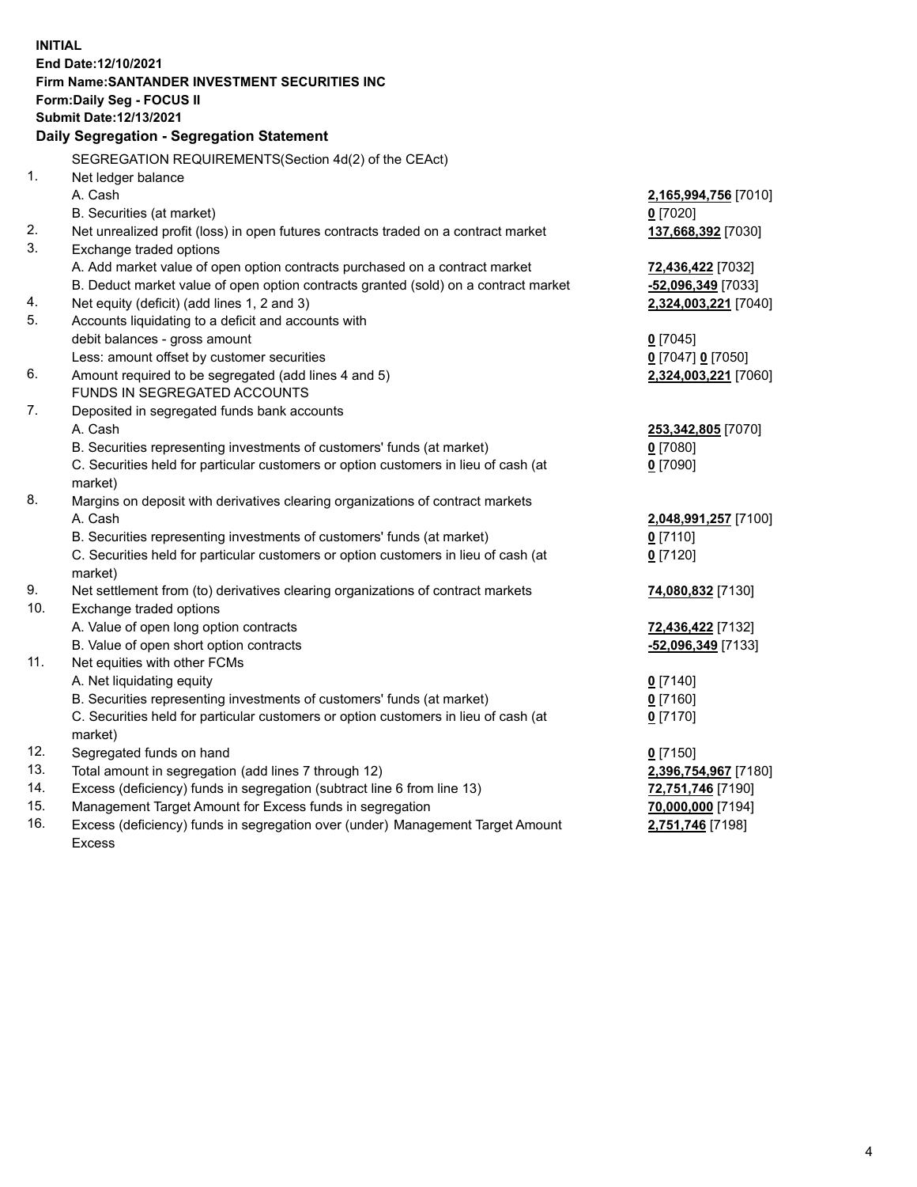**INITIAL**
**End Date:12/10/2021**
**Firm Name:SANTANDER INVESTMENT SECURITIES INC**
**Form:Daily Seg - FOCUS II**
**Submit Date:12/13/2021**

## Daily Segregation - Segregation Statement

SEGREGATION REQUIREMENTS(Section 4d(2) of the CEAct)

| | | |
|---|---|---|
| 1. | Net ledger balance | |
| | A. Cash | **2,165,994,756** [7010] |
| | B. Securities (at market) | **0** [7020] |
| 2. | Net unrealized profit (loss) in open futures contracts traded on a contract market | **137,668,392** [7030] |
| 3. | Exchange traded options | |
| | A. Add market value of open option contracts purchased on a contract market | **72,436,422** [7032] |
| | B. Deduct market value of open option contracts granted (sold) on a contract market | **-52,096,349** [7033] |
| 4. | Net equity (deficit) (add lines 1, 2 and 3) | **2,324,003,221** [7040] |
| 5. | Accounts liquidating to a deficit and accounts with | |
| | debit balances - gross amount | **0** [7045] |
| | Less: amount offset by customer securities | **0** [7047] **0** [7050] |
| 6. | Amount required to be segregated (add lines 4 and 5) | **2,324,003,221** [7060] |
| | FUNDS IN SEGREGATED ACCOUNTS | |
| 7. | Deposited in segregated funds bank accounts | |
| | A. Cash | **253,342,805** [7070] |
| | B. Securities representing investments of customers' funds (at market) | **0** [7080] |
| | C. Securities held for particular customers or option customers in lieu of cash (at market) | **0** [7090] |
| 8. | Margins on deposit with derivatives clearing organizations of contract markets | |
| | A. Cash | **2,048,991,257** [7100] |
| | B. Securities representing investments of customers' funds (at market) | **0** [7110] |
| | C. Securities held for particular customers or option customers in lieu of cash (at market) | **0** [7120] |
| 9. | Net settlement from (to) derivatives clearing organizations of contract markets | **74,080,832** [7130] |
| 10. | Exchange traded options | |
| | A. Value of open long option contracts | **72,436,422** [7132] |
| | B. Value of open short option contracts | **-52,096,349** [7133] |
| 11. | Net equities with other FCMs | |
| | A. Net liquidating equity | **0** [7140] |
| | B. Securities representing investments of customers' funds (at market) | **0** [7160] |
| | C. Securities held for particular customers or option customers in lieu of cash (at market) | **0** [7170] |
| 12. | Segregated funds on hand | **0** [7150] |
| 13. | Total amount in segregation (add lines 7 through 12) | **2,396,754,967** [7180] |
| 14. | Excess (deficiency) funds in segregation (subtract line 6 from line 13) | **72,751,746** [7190] |
| 15. | Management Target Amount for Excess funds in segregation | **70,000,000** [7194] |
| 16. | Excess (deficiency) funds in segregation over (under) Management Target Amount Excess | **2,751,746** [7198] |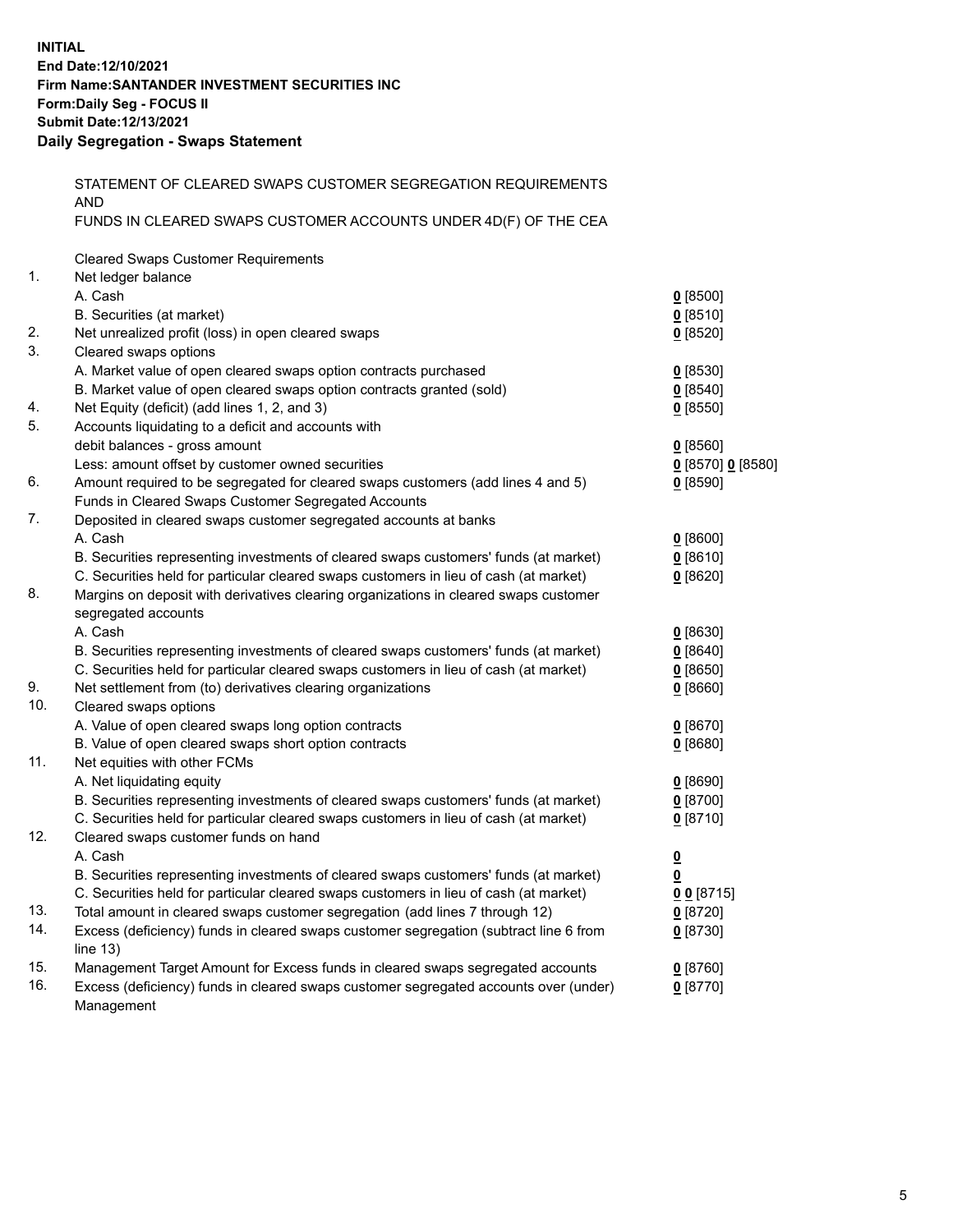**INITIAL**
**End Date:12/10/2021**
**Firm Name:SANTANDER INVESTMENT SECURITIES INC**
**Form:Daily Seg - FOCUS II**
**Submit Date:12/13/2021**
**Daily Segregation - Swaps Statement**

STATEMENT OF CLEARED SWAPS CUSTOMER SEGREGATION REQUIREMENTS AND FUNDS IN CLEARED SWAPS CUSTOMER ACCOUNTS UNDER 4D(F) OF THE CEA

| | | |
|---|---|---|
| | Cleared Swaps Customer Requirements | |
| 1. | Net ledger balance | |
| | A. Cash | 0 [8500] |
| | B. Securities (at market) | 0 [8510] |
| 2. | Net unrealized profit (loss) in open cleared swaps | 0 [8520] |
| 3. | Cleared swaps options | |
| | A. Market value of open cleared swaps option contracts purchased | 0 [8530] |
| | B. Market value of open cleared swaps option contracts granted (sold) | 0 [8540] |
| 4. | Net Equity (deficit) (add lines 1, 2, and 3) | 0 [8550] |
| 5. | Accounts liquidating to a deficit and accounts with debit balances - gross amount | 0 [8560] |
| | Less: amount offset by customer owned securities | 0 [8570] 0 [8580] |
| 6. | Amount required to be segregated for cleared swaps customers (add lines 4 and 5) | 0 [8590] |
| | Funds in Cleared Swaps Customer Segregated Accounts | |
| 7. | Deposited in cleared swaps customer segregated accounts at banks | |
| | A. Cash | 0 [8600] |
| | B. Securities representing investments of cleared swaps customers' funds (at market) | 0 [8610] |
| | C. Securities held for particular cleared swaps customers in lieu of cash (at market) | 0 [8620] |
| 8. | Margins on deposit with derivatives clearing organizations in cleared swaps customer segregated accounts | |
| | A. Cash | 0 [8630] |
| | B. Securities representing investments of cleared swaps customers' funds (at market) | 0 [8640] |
| | C. Securities held for particular cleared swaps customers in lieu of cash (at market) | 0 [8650] |
| 9. | Net settlement from (to) derivatives clearing organizations | 0 [8660] |
| 10. | Cleared swaps options | |
| | A. Value of open cleared swaps long option contracts | 0 [8670] |
| | B. Value of open cleared swaps short option contracts | 0 [8680] |
| 11. | Net equities with other FCMs | |
| | A. Net liquidating equity | 0 [8690] |
| | B. Securities representing investments of cleared swaps customers' funds (at market) | 0 [8700] |
| | C. Securities held for particular cleared swaps customers in lieu of cash (at market) | 0 [8710] |
| 12. | Cleared swaps customer funds on hand | |
| | A. Cash | 0 |
| | B. Securities representing investments of cleared swaps customers' funds (at market) | 0 |
| | C. Securities held for particular cleared swaps customers in lieu of cash (at market) | 0 0 [8715] |
| 13. | Total amount in cleared swaps customer segregation (add lines 7 through 12) | 0 [8720] |
| 14. | Excess (deficiency) funds in cleared swaps customer segregation (subtract line 6 from line 13) | 0 [8730] |
| 15. | Management Target Amount for Excess funds in cleared swaps segregated accounts | 0 [8760] |
| 16. | Excess (deficiency) funds in cleared swaps customer segregated accounts over (under) Management | 0 [8770] |